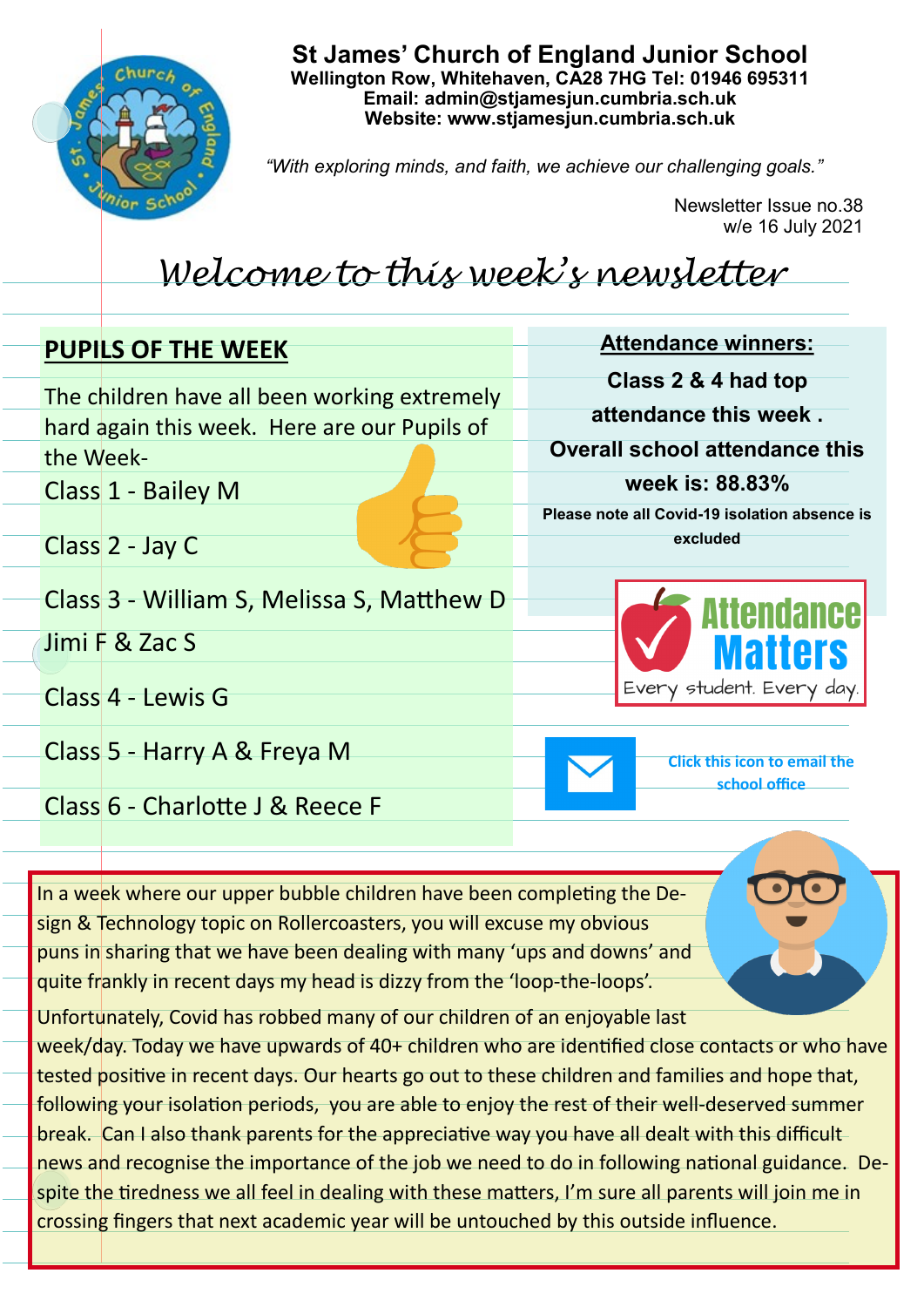# St James' Church of England Junior School

**Wellington Row, Whitehaven, CA28 7HG Tel: 01946 695311**
**Email: admin@stjamesjun.cumbria.sch.uk**
**Website: www.stjamesjun.cumbria.sch.uk**

*"With exploring minds, and faith, we achieve our challenging goals."*

Newsletter Issue no.38
w/e 16 July 2021

## *Welcome to this week's newsletter*

### PUPILS OF THE WEEK

The children have all been working extremely hard again this week. Here are our Pupils of the Week-

Class 1 - Bailey M

Class 2 - Jay C

Class 3 - William S, Melissa S, Matthew D Jimi F & Zac S

Class 4 - Lewis G

Class 5 - Harry A & Freya M

Class 6 - Charlotte J & Reece F

### Attendance winners:

**Class 2 & 4 had top attendance this week .**

**Overall school attendance this week is: 88.83%**

**Please note all Covid-19 isolation absence is excluded**

Attendance Matters
Every student. Every day.

Click this icon to email the school office

In a week where our upper bubble children have been completing the Design & Technology topic on Rollercoasters, you will excuse my obvious puns in sharing that we have been dealing with many 'ups and downs' and quite frankly in recent days my head is dizzy from the 'loop-the-loops'.

Unfortunately, Covid has robbed many of our children of an enjoyable last week/day. Today we have upwards of 40+ children who are identified close contacts or who have tested positive in recent days. Our hearts go out to these children and families and hope that, following your isolation periods, you are able to enjoy the rest of their well-deserved summer break. Can I also thank parents for the appreciative way you have all dealt with this difficult news and recognise the importance of the job we need to do in following national guidance. Despite the tiredness we all feel in dealing with these matters, I'm sure all parents will join me in crossing fingers that next academic year will be untouched by this outside influence.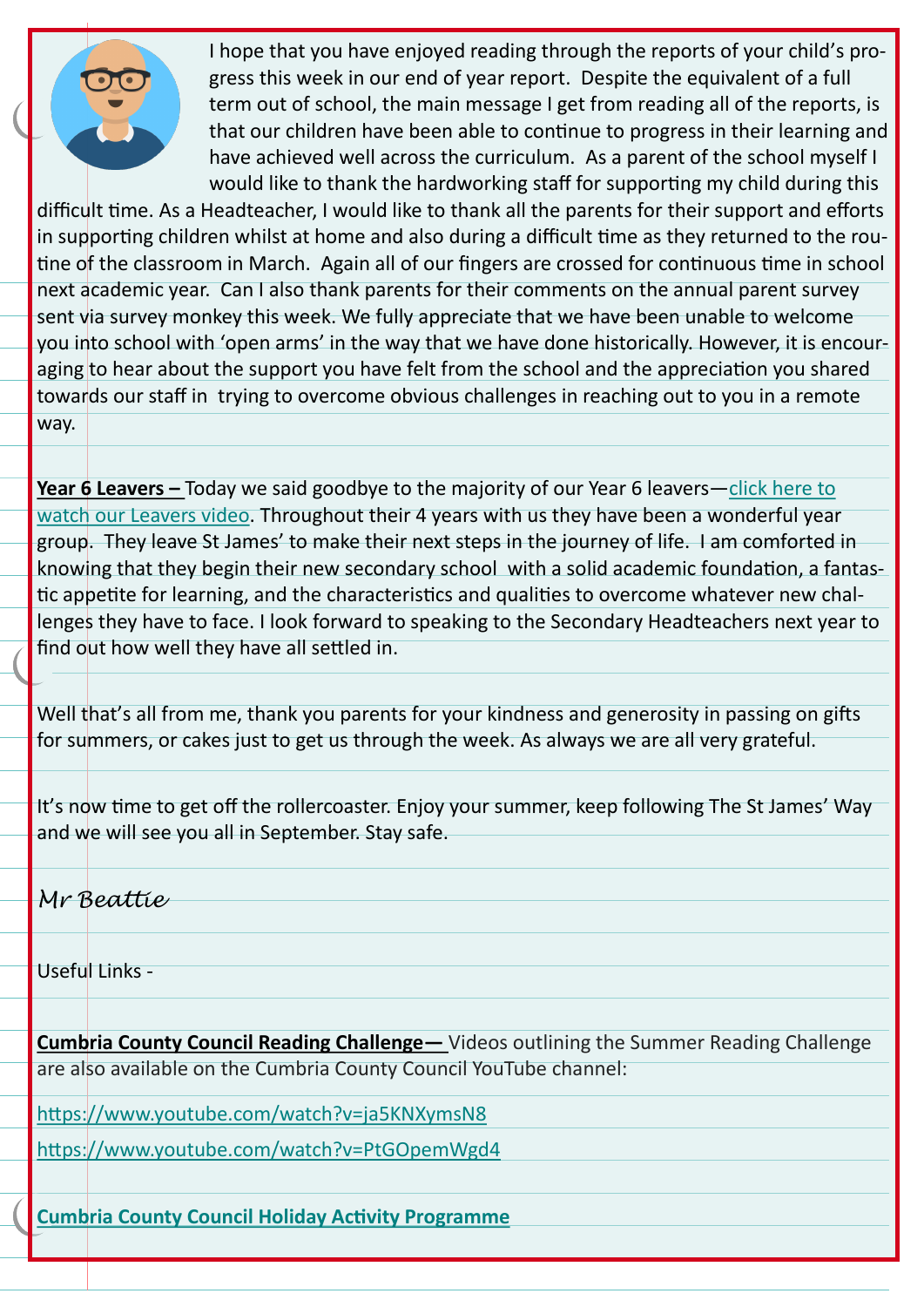I hope that you have enjoyed reading through the reports of your child's progress this week in our end of year report. Despite the equivalent of a full term out of school, the main message I get from reading all of the reports, is that our children have been able to continue to progress in their learning and have achieved well across the curriculum. As a parent of the school myself I would like to thank the hardworking staff for supporting my child during this difficult time. As a Headteacher, I would like to thank all the parents for their support and efforts in supporting children whilst at home and also during a difficult time as they returned to the routine of the classroom in March. Again all of our fingers are crossed for continuous time in school next academic year. Can I also thank parents for their comments on the annual parent survey sent via survey monkey this week. We fully appreciate that we have been unable to welcome you into school with 'open arms' in the way that we have done historically. However, it is encouraging to hear about the support you have felt from the school and the appreciation you shared towards our staff in trying to overcome obvious challenges in reaching out to you in a remote way.

**Year 6 Leavers –** Today we said goodbye to the majority of our Year 6 leavers—click here to watch our Leavers video. Throughout their 4 years with us they have been a wonderful year group. They leave St James' to make their next steps in the journey of life. I am comforted in knowing that they begin their new secondary school with a solid academic foundation, a fantastic appetite for learning, and the characteristics and qualities to overcome whatever new challenges they have to face. I look forward to speaking to the Secondary Headteachers next year to find out how well they have all settled in.

Well that's all from me, thank you parents for your kindness and generosity in passing on gifts for summers, or cakes just to get us through the week. As always we are all very grateful.

It's now time to get off the rollercoaster. Enjoy your summer, keep following The St James' Way and we will see you all in September. Stay safe.

*Mr Beattie*

Useful Links -

**Cumbria County Council Reading Challenge—** Videos outlining the Summer Reading Challenge are also available on the Cumbria County Council YouTube channel:

https://www.youtube.com/watch?v=ja5KNXymsN8

https://www.youtube.com/watch?v=PtGOpemWgd4

**Cumbria County Council Holiday Activity Programme**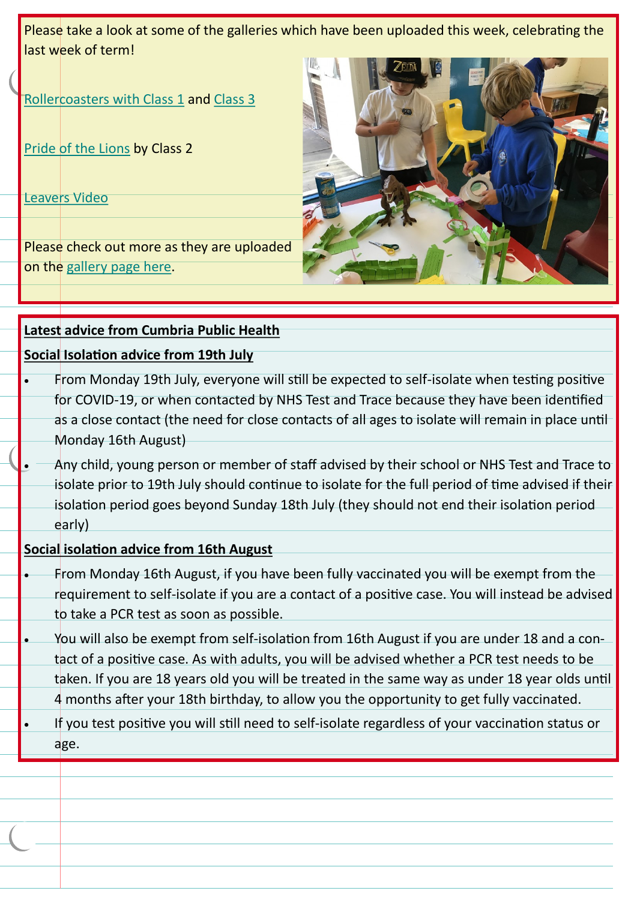Please take a look at some of the galleries which have been uploaded this week, celebrating the last week of term!

Rollercoasters with Class 1 and Class 3

Pride of the Lions by Class 2

Leavers Video

Please check out more as they are uploaded on the gallery page here.

**Latest advice from Cumbria Public Health**

**Social Isolation advice from 19th July**

- From Monday 19th July, everyone will still be expected to self-isolate when testing positive for COVID-19, or when contacted by NHS Test and Trace because they have been identified as a close contact (the need for close contacts of all ages to isolate will remain in place until Monday 16th August)
- Any child, young person or member of staff advised by their school or NHS Test and Trace to isolate prior to 19th July should continue to isolate for the full period of time advised if their isolation period goes beyond Sunday 18th July (they should not end their isolation period early)

**Social isolation advice from 16th August**

- From Monday 16th August, if you have been fully vaccinated you will be exempt from the requirement to self-isolate if you are a contact of a positive case. You will instead be advised to take a PCR test as soon as possible.
- You will also be exempt from self-isolation from 16th August if you are under 18 and a contact of a positive case. As with adults, you will be advised whether a PCR test needs to be taken. If you are 18 years old you will be treated in the same way as under 18 year olds until 4 months after your 18th birthday, to allow you the opportunity to get fully vaccinated.
- If you test positive you will still need to self-isolate regardless of your vaccination status or age.